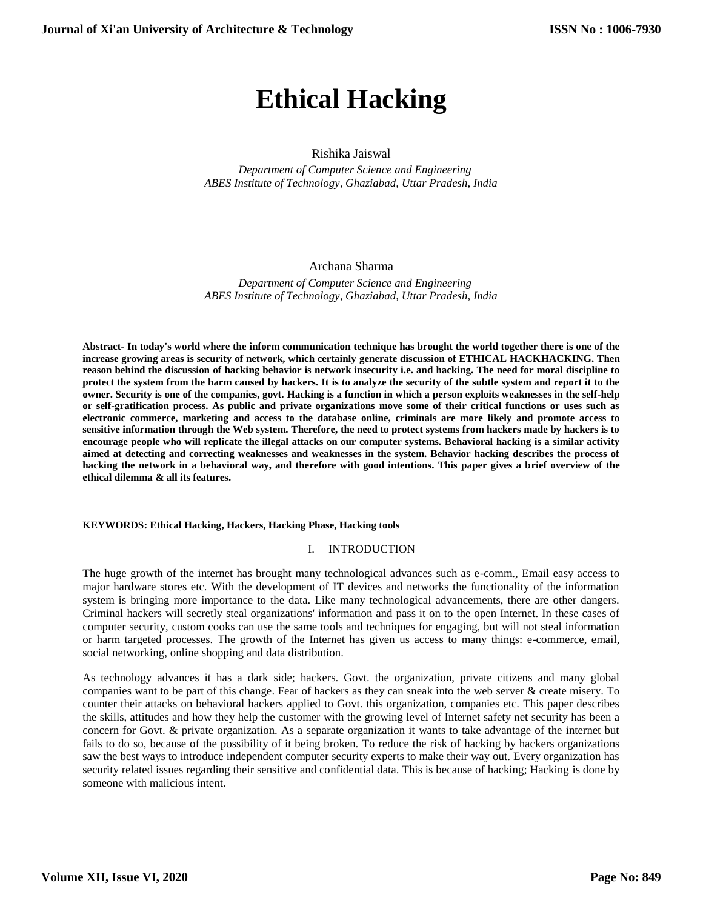# Ethical Hacking

Rishika Jaiswal

*Department of Computer Science and Engineering*
*ABES Institute of Technology, Ghaziabad, Uttar Pradesh, India*

Archana Sharma

*Department of Computer Science and Engineering*
*ABES Institute of Technology, Ghaziabad, Uttar Pradesh, India*

**Abstract- In today's world where the inform communication technique has brought the world together there is one of the increase growing areas is security of network, which certainly generate discussion of ETHICAL HACKHACKING. Then reason behind the discussion of hacking behavior is network insecurity i.e. and hacking. The need for moral discipline to protect the system from the harm caused by hackers. It is to analyze the security of the subtle system and report it to the owner. Security is one of the companies, govt. Hacking is a function in which a person exploits weaknesses in the self-help or self-gratification process. As public and private organizations move some of their critical functions or uses such as electronic commerce, marketing and access to the database online, criminals are more likely and promote access to sensitive information through the Web system. Therefore, the need to protect systems from hackers made by hackers is to encourage people who will replicate the illegal attacks on our computer systems. Behavioral hacking is a similar activity aimed at detecting and correcting weaknesses and weaknesses in the system. Behavior hacking describes the process of hacking the network in a behavioral way, and therefore with good intentions. This paper gives a brief overview of the ethical dilemma & all its features.**

**KEYWORDS: Ethical Hacking, Hackers, Hacking Phase, Hacking tools**

## I. INTRODUCTION

The huge growth of the internet has brought many technological advances such as e-comm., Email easy access to major hardware stores etc. With the development of IT devices and networks the functionality of the information system is bringing more importance to the data. Like many technological advancements, there are other dangers. Criminal hackers will secretly steal organizations' information and pass it on to the open Internet. In these cases of computer security, custom cooks can use the same tools and techniques for engaging, but will not steal information or harm targeted processes. The growth of the Internet has given us access to many things: e-commerce, email, social networking, online shopping and data distribution.

As technology advances it has a dark side; hackers. Govt. the organization, private citizens and many global companies want to be part of this change. Fear of hackers as they can sneak into the web server & create misery. To counter their attacks on behavioral hackers applied to Govt. this organization, companies etc. This paper describes the skills, attitudes and how they help the customer with the growing level of Internet safety net security has been a concern for Govt. & private organization. As a separate organization it wants to take advantage of the internet but fails to do so, because of the possibility of it being broken. To reduce the risk of hacking by hackers organizations saw the best ways to introduce independent computer security experts to make their way out. Every organization has security related issues regarding their sensitive and confidential data. This is because of hacking; Hacking is done by someone with malicious intent.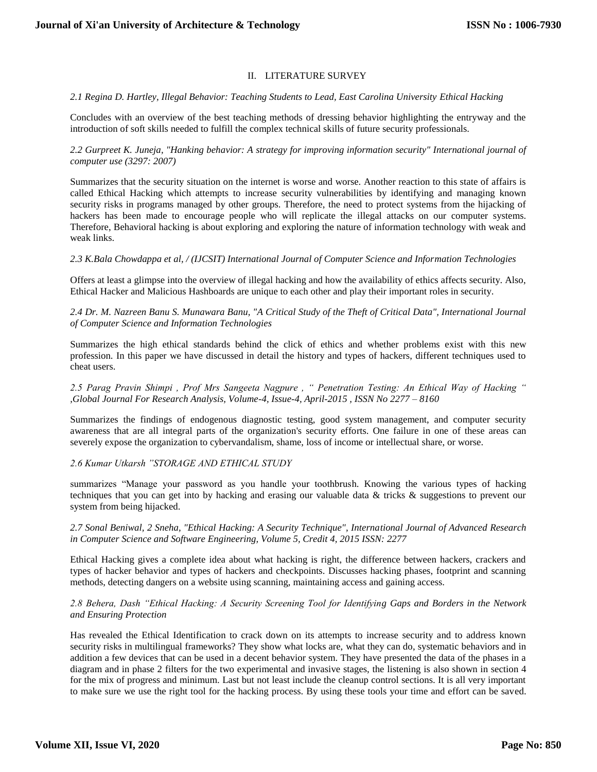## II. LITERATURE SURVEY

*2.1 Regina D. Hartley, Illegal Behavior: Teaching Students to Lead, East Carolina University Ethical Hacking*

Concludes with an overview of the best teaching methods of dressing behavior highlighting the entryway and the introduction of soft skills needed to fulfill the complex technical skills of future security professionals.

*2.2 Gurpreet K. Juneja, "Hanking behavior: A strategy for improving information security" International journal of computer use (3297: 2007)*

Summarizes that the security situation on the internet is worse and worse. Another reaction to this state of affairs is called Ethical Hacking which attempts to increase security vulnerabilities by identifying and managing known security risks in programs managed by other groups. Therefore, the need to protect systems from the hijacking of hackers has been made to encourage people who will replicate the illegal attacks on our computer systems. Therefore, Behavioral hacking is about exploring and exploring the nature of information technology with weak and weak links.

*2.3 K.Bala Chowdappa et al, / (IJCSIT) International Journal of Computer Science and Information Technologies*

Offers at least a glimpse into the overview of illegal hacking and how the availability of ethics affects security. Also, Ethical Hacker and Malicious Hashboards are unique to each other and play their important roles in security.

*2.4 Dr. M. Nazreen Banu S. Munawara Banu, "A Critical Study of the Theft of Critical Data", International Journal of Computer Science and Information Technologies*

Summarizes the high ethical standards behind the click of ethics and whether problems exist with this new profession. In this paper we have discussed in detail the history and types of hackers, different techniques used to cheat users.

*2.5 Parag Pravin Shimpi , Prof Mrs Sangeeta Nagpure , " Penetration Testing: An Ethical Way of Hacking " ,Global Journal For Research Analysis, Volume-4, Issue-4, April-2015 , ISSN No 2277 – 8160*

Summarizes the findings of endogenous diagnostic testing, good system management, and computer security awareness that are all integral parts of the organization's security efforts. One failure in one of these areas can severely expose the organization to cybervandalism, shame, loss of income or intellectual share, or worse.

*2.6 Kumar Utkarsh "STORAGE AND ETHICAL STUDY*

summarizes "Manage your password as you handle your toothbrush. Knowing the various types of hacking techniques that you can get into by hacking and erasing our valuable data & tricks & suggestions to prevent our system from being hijacked.

*2.7 Sonal Beniwal, 2 Sneha, "Ethical Hacking: A Security Technique", International Journal of Advanced Research in Computer Science and Software Engineering, Volume 5, Credit 4, 2015 ISSN: 2277*

Ethical Hacking gives a complete idea about what hacking is right, the difference between hackers, crackers and types of hacker behavior and types of hackers and checkpoints. Discusses hacking phases, footprint and scanning methods, detecting dangers on a website using scanning, maintaining access and gaining access.

*2.8 Behera, Dash "Ethical Hacking: A Security Screening Tool for Identifying Gaps and Borders in the Network and Ensuring Protection*

Has revealed the Ethical Identification to crack down on its attempts to increase security and to address known security risks in multilingual frameworks? They show what locks are, what they can do, systematic behaviors and in addition a few devices that can be used in a decent behavior system. They have presented the data of the phases in a diagram and in phase 2 filters for the two experimental and invasive stages, the listening is also shown in section 4 for the mix of progress and minimum. Last but not least include the cleanup control sections. It is all very important to make sure we use the right tool for the hacking process. By using these tools your time and effort can be saved.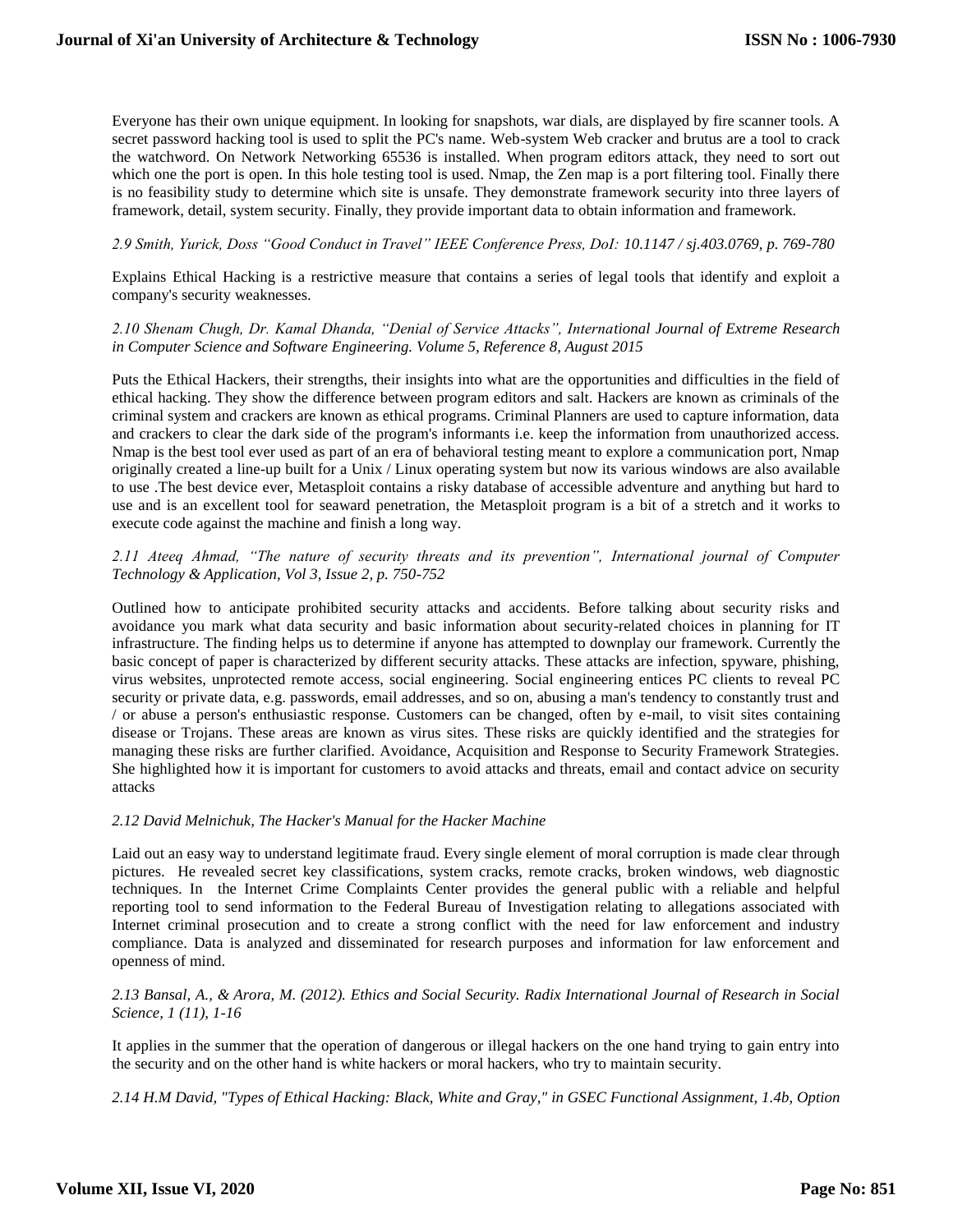Everyone has their own unique equipment. In looking for snapshots, war dials, are displayed by fire scanner tools. A secret password hacking tool is used to split the PC's name. Web-system Web cracker and brutus are a tool to crack the watchword. On Network Networking 65536 is installed. When program editors attack, they need to sort out which one the port is open. In this hole testing tool is used. Nmap, the Zen map is a port filtering tool. Finally there is no feasibility study to determine which site is unsafe. They demonstrate framework security into three layers of framework, detail, system security. Finally, they provide important data to obtain information and framework.

*2.9 Smith, Yurick, Doss "Good Conduct in Travel" IEEE Conference Press, DoI: 10.1147 / sj.403.0769, p. 769-780*

Explains Ethical Hacking is a restrictive measure that contains a series of legal tools that identify and exploit a company's security weaknesses.

*2.10 Shenam Chugh, Dr. Kamal Dhanda, "Denial of Service Attacks", International Journal of Extreme Research in Computer Science and Software Engineering. Volume 5, Reference 8, August 2015*

Puts the Ethical Hackers, their strengths, their insights into what are the opportunities and difficulties in the field of ethical hacking. They show the difference between program editors and salt. Hackers are known as criminals of the criminal system and crackers are known as ethical programs. Criminal Planners are used to capture information, data and crackers to clear the dark side of the program's informants i.e. keep the information from unauthorized access. Nmap is the best tool ever used as part of an era of behavioral testing meant to explore a communication port, Nmap originally created a line-up built for a Unix / Linux operating system but now its various windows are also available to use .The best device ever, Metasploit contains a risky database of accessible adventure and anything but hard to use and is an excellent tool for seaward penetration, the Metasploit program is a bit of a stretch and it works to execute code against the machine and finish a long way.

*2.11 Ateeq Ahmad, "The nature of security threats and its prevention", International journal of Computer Technology & Application, Vol 3, Issue 2, p. 750-752*

Outlined how to anticipate prohibited security attacks and accidents. Before talking about security risks and avoidance you mark what data security and basic information about security-related choices in planning for IT infrastructure. The finding helps us to determine if anyone has attempted to downplay our framework. Currently the basic concept of paper is characterized by different security attacks. These attacks are infection, spyware, phishing, virus websites, unprotected remote access, social engineering. Social engineering entices PC clients to reveal PC security or private data, e.g. passwords, email addresses, and so on, abusing a man's tendency to constantly trust and / or abuse a person's enthusiastic response. Customers can be changed, often by e-mail, to visit sites containing disease or Trojans. These areas are known as virus sites. These risks are quickly identified and the strategies for managing these risks are further clarified. Avoidance, Acquisition and Response to Security Framework Strategies. She highlighted how it is important for customers to avoid attacks and threats, email and contact advice on security attacks

*2.12 David Melnichuk, The Hacker's Manual for the Hacker Machine*

Laid out an easy way to understand legitimate fraud. Every single element of moral corruption is made clear through pictures. He revealed secret key classifications, system cracks, remote cracks, broken windows, web diagnostic techniques. In the Internet Crime Complaints Center provides the general public with a reliable and helpful reporting tool to send information to the Federal Bureau of Investigation relating to allegations associated with Internet criminal prosecution and to create a strong conflict with the need for law enforcement and industry compliance. Data is analyzed and disseminated for research purposes and information for law enforcement and openness of mind.

*2.13 Bansal, A., & Arora, M. (2012). Ethics and Social Security. Radix International Journal of Research in Social Science, 1 (11), 1-16*

It applies in the summer that the operation of dangerous or illegal hackers on the one hand trying to gain entry into the security and on the other hand is white hackers or moral hackers, who try to maintain security.

*2.14 H.M David, "Types of Ethical Hacking: Black, White and Gray," in GSEC Functional Assignment, 1.4b, Option*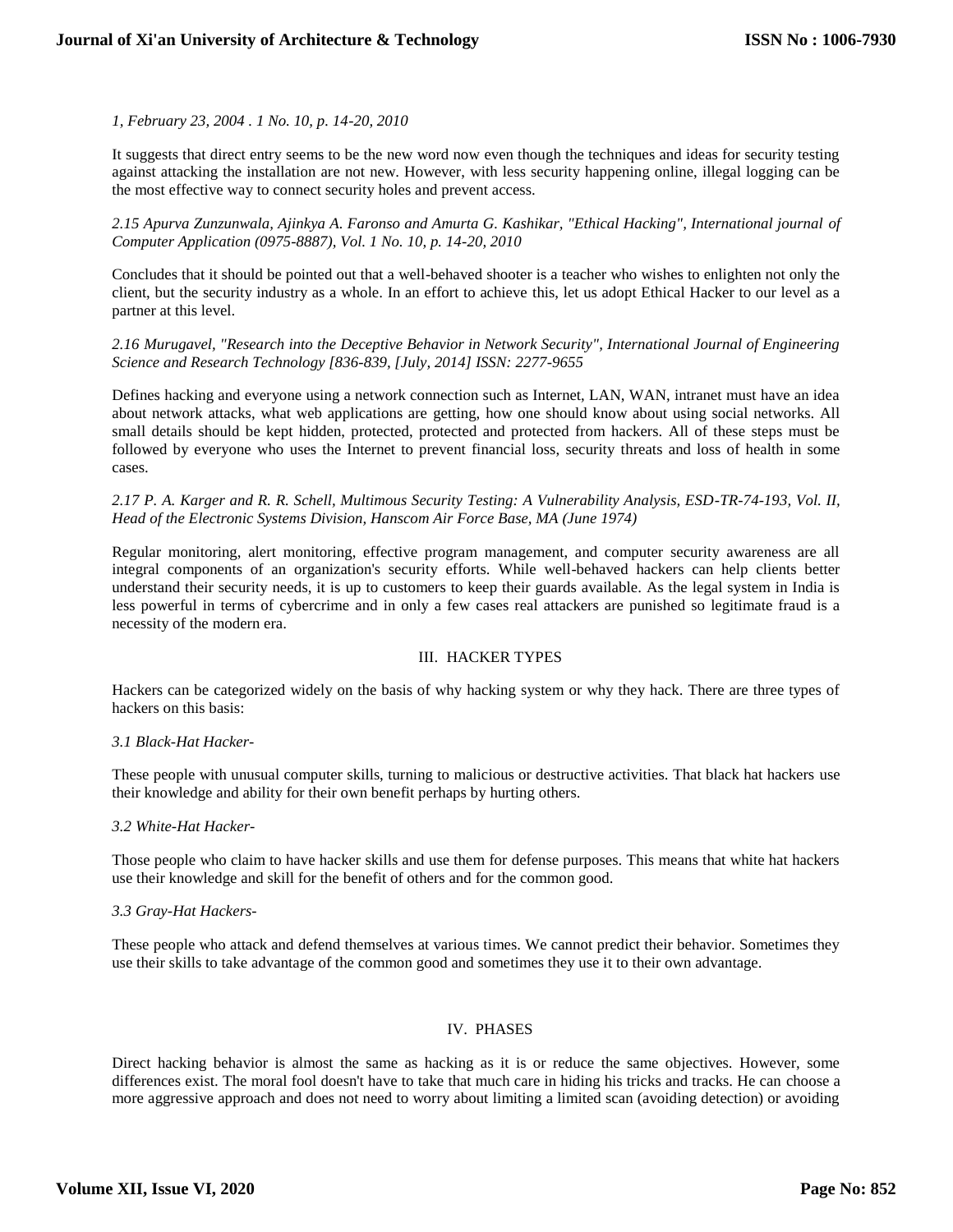*1, February 23, 2004 . 1 No. 10, p. 14-20, 2010*

It suggests that direct entry seems to be the new word now even though the techniques and ideas for security testing against attacking the installation are not new. However, with less security happening online, illegal logging can be the most effective way to connect security holes and prevent access.

*2.15 Apurva Zunzunwala, Ajinkya A. Faronso and Amurta G. Kashikar, "Ethical Hacking", International journal of Computer Application (0975-8887), Vol. 1 No. 10, p. 14-20, 2010*

Concludes that it should be pointed out that a well-behaved shooter is a teacher who wishes to enlighten not only the client, but the security industry as a whole. In an effort to achieve this, let us adopt Ethical Hacker to our level as a partner at this level.

*2.16 Murugavel, "Research into the Deceptive Behavior in Network Security", International Journal of Engineering Science and Research Technology [836-839, [July, 2014] ISSN: 2277-9655*

Defines hacking and everyone using a network connection such as Internet, LAN, WAN, intranet must have an idea about network attacks, what web applications are getting, how one should know about using social networks. All small details should be kept hidden, protected, protected and protected from hackers. All of these steps must be followed by everyone who uses the Internet to prevent financial loss, security threats and loss of health in some cases.

*2.17 P. A. Karger and R. R. Schell, Multimous Security Testing: A Vulnerability Analysis, ESD-TR-74-193, Vol. II, Head of the Electronic Systems Division, Hanscom Air Force Base, MA (June 1974)*

Regular monitoring, alert monitoring, effective program management, and computer security awareness are all integral components of an organization's security efforts. While well-behaved hackers can help clients better understand their security needs, it is up to customers to keep their guards available. As the legal system in India is less powerful in terms of cybercrime and in only a few cases real attackers are punished so legitimate fraud is a necessity of the modern era.

## III. HACKER TYPES

Hackers can be categorized widely on the basis of why hacking system or why they hack. There are three types of hackers on this basis:

*3.1 Black-Hat Hacker-*

These people with unusual computer skills, turning to malicious or destructive activities. That black hat hackers use their knowledge and ability for their own benefit perhaps by hurting others.

*3.2 White-Hat Hacker-*

Those people who claim to have hacker skills and use them for defense purposes. This means that white hat hackers use their knowledge and skill for the benefit of others and for the common good.

*3.3 Gray-Hat Hackers-*

These people who attack and defend themselves at various times. We cannot predict their behavior. Sometimes they use their skills to take advantage of the common good and sometimes they use it to their own advantage.

## IV. PHASES

Direct hacking behavior is almost the same as hacking as it is or reduce the same objectives. However, some differences exist. The moral fool doesn't have to take that much care in hiding his tricks and tracks. He can choose a more aggressive approach and does not need to worry about limiting a limited scan (avoiding detection) or avoiding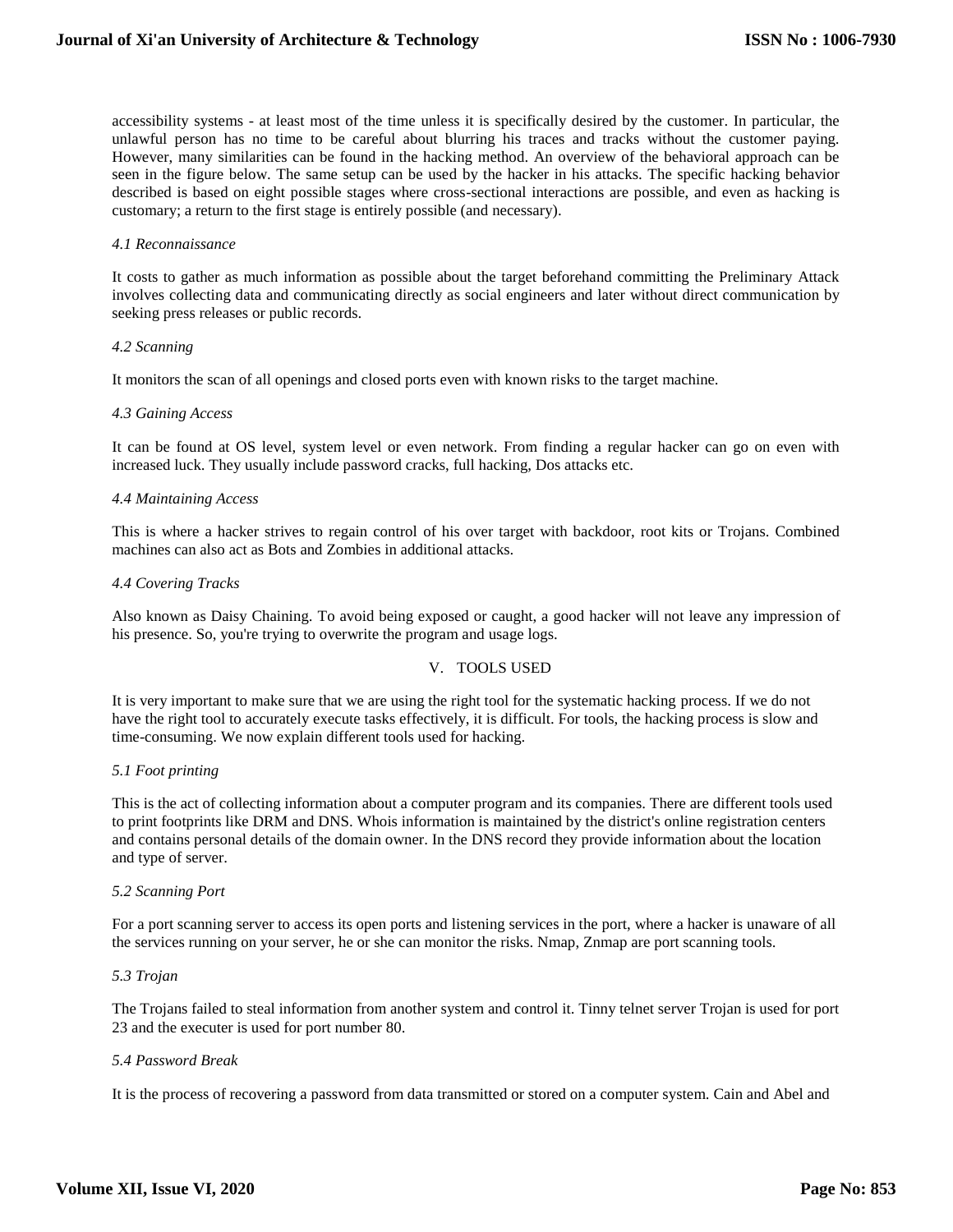accessibility systems - at least most of the time unless it is specifically desired by the customer. In particular, the unlawful person has no time to be careful about blurring his traces and tracks without the customer paying. However, many similarities can be found in the hacking method. An overview of the behavioral approach can be seen in the figure below. The same setup can be used by the hacker in his attacks. The specific hacking behavior described is based on eight possible stages where cross-sectional interactions are possible, and even as hacking is customary; a return to the first stage is entirely possible (and necessary).

### *4.1 Reconnaissance*

It costs to gather as much information as possible about the target beforehand committing the Preliminary Attack involves collecting data and communicating directly as social engineers and later without direct communication by seeking press releases or public records.

### *4.2 Scanning*

It monitors the scan of all openings and closed ports even with known risks to the target machine.

### *4.3 Gaining Access*

It can be found at OS level, system level or even network. From finding a regular hacker can go on even with increased luck. They usually include password cracks, full hacking, Dos attacks etc.

### *4.4 Maintaining Access*

This is where a hacker strives to regain control of his over target with backdoor, root kits or Trojans. Combined machines can also act as Bots and Zombies in additional attacks.

### *4.4 Covering Tracks*

Also known as Daisy Chaining. To avoid being exposed or caught, a good hacker will not leave any impression of his presence. So, you're trying to overwrite the program and usage logs.

## V. TOOLS USED

It is very important to make sure that we are using the right tool for the systematic hacking process. If we do not have the right tool to accurately execute tasks effectively, it is difficult. For tools, the hacking process is slow and time-consuming. We now explain different tools used for hacking.

### *5.1 Foot printing*

This is the act of collecting information about a computer program and its companies. There are different tools used to print footprints like DRM and DNS. Whois information is maintained by the district's online registration centers and contains personal details of the domain owner. In the DNS record they provide information about the location and type of server.

### *5.2 Scanning Port*

For a port scanning server to access its open ports and listening services in the port, where a hacker is unaware of all the services running on your server, he or she can monitor the risks. Nmap, Znmap are port scanning tools.

### *5.3 Trojan*

The Trojans failed to steal information from another system and control it. Tinny telnet server Trojan is used for port 23 and the executer is used for port number 80.

### *5.4 Password Break*

It is the process of recovering a password from data transmitted or stored on a computer system. Cain and Abel and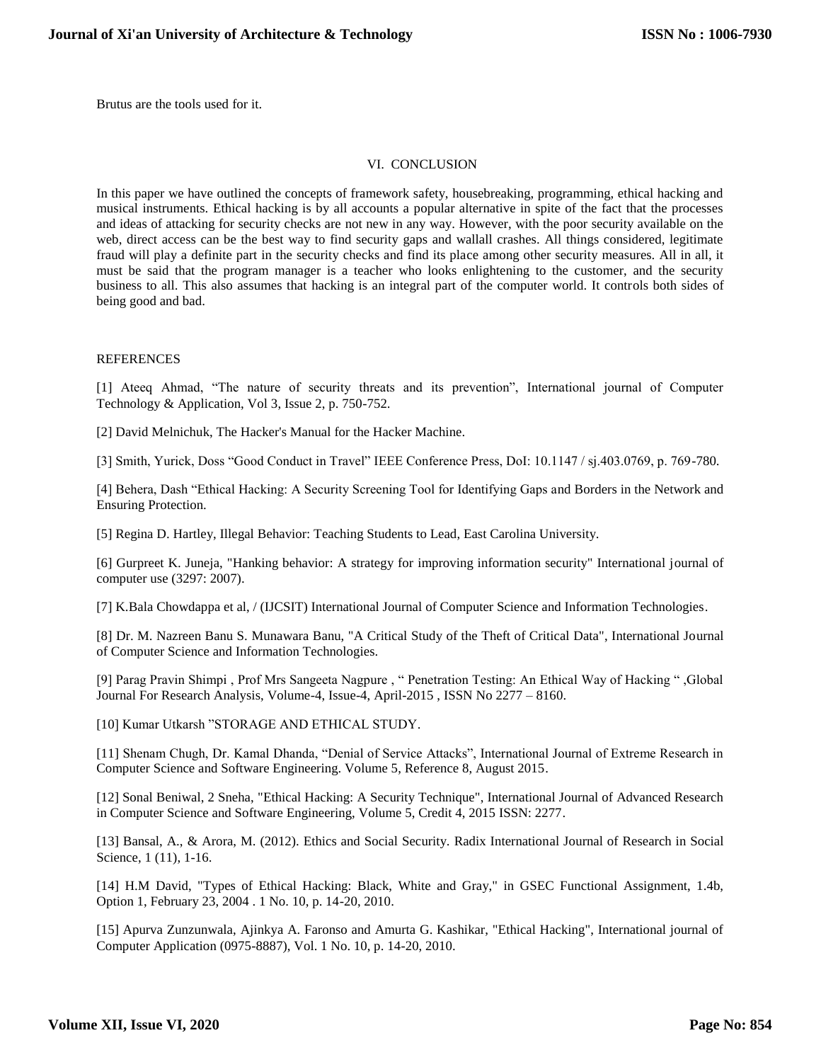Brutus are the tools used for it.

## VI. CONCLUSION

In this paper we have outlined the concepts of framework safety, housebreaking, programming, ethical hacking and musical instruments. Ethical hacking is by all accounts a popular alternative in spite of the fact that the processes and ideas of attacking for security checks are not new in any way. However, with the poor security available on the web, direct access can be the best way to find security gaps and wallall crashes. All things considered, legitimate fraud will play a definite part in the security checks and find its place among other security measures. All in all, it must be said that the program manager is a teacher who looks enlightening to the customer, and the security business to all. This also assumes that hacking is an integral part of the computer world. It controls both sides of being good and bad.

## REFERENCES

[1] Ateeq Ahmad, "The nature of security threats and its prevention", International journal of Computer Technology & Application, Vol 3, Issue 2, p. 750-752.

[2] David Melnichuk, The Hacker's Manual for the Hacker Machine.

[3] Smith, Yurick, Doss "Good Conduct in Travel" IEEE Conference Press, DoI: 10.1147 / sj.403.0769, p. 769-780.

[4] Behera, Dash "Ethical Hacking: A Security Screening Tool for Identifying Gaps and Borders in the Network and Ensuring Protection.

[5] Regina D. Hartley, Illegal Behavior: Teaching Students to Lead, East Carolina University.

[6] Gurpreet K. Juneja, "Hanking behavior: A strategy for improving information security" International journal of computer use (3297: 2007).

[7] K.Bala Chowdappa et al, / (IJCSIT) International Journal of Computer Science and Information Technologies.

[8] Dr. M. Nazreen Banu S. Munawara Banu, "A Critical Study of the Theft of Critical Data", International Journal of Computer Science and Information Technologies.

[9] Parag Pravin Shimpi , Prof Mrs Sangeeta Nagpure , " Penetration Testing: An Ethical Way of Hacking " ,Global Journal For Research Analysis, Volume-4, Issue-4, April-2015 , ISSN No 2277 – 8160.

[10] Kumar Utkarsh "STORAGE AND ETHICAL STUDY.

[11] Shenam Chugh, Dr. Kamal Dhanda, "Denial of Service Attacks", International Journal of Extreme Research in Computer Science and Software Engineering. Volume 5, Reference 8, August 2015.

[12] Sonal Beniwal, 2 Sneha, "Ethical Hacking: A Security Technique", International Journal of Advanced Research in Computer Science and Software Engineering, Volume 5, Credit 4, 2015 ISSN: 2277.

[13] Bansal, A., & Arora, M. (2012). Ethics and Social Security. Radix International Journal of Research in Social Science, 1 (11), 1-16.

[14] H.M David, "Types of Ethical Hacking: Black, White and Gray," in GSEC Functional Assignment, 1.4b, Option 1, February 23, 2004 . 1 No. 10, p. 14-20, 2010.

[15] Apurva Zunzunwala, Ajinkya A. Faronso and Amurta G. Kashikar, "Ethical Hacking", International journal of Computer Application (0975-8887), Vol. 1 No. 10, p. 14-20, 2010.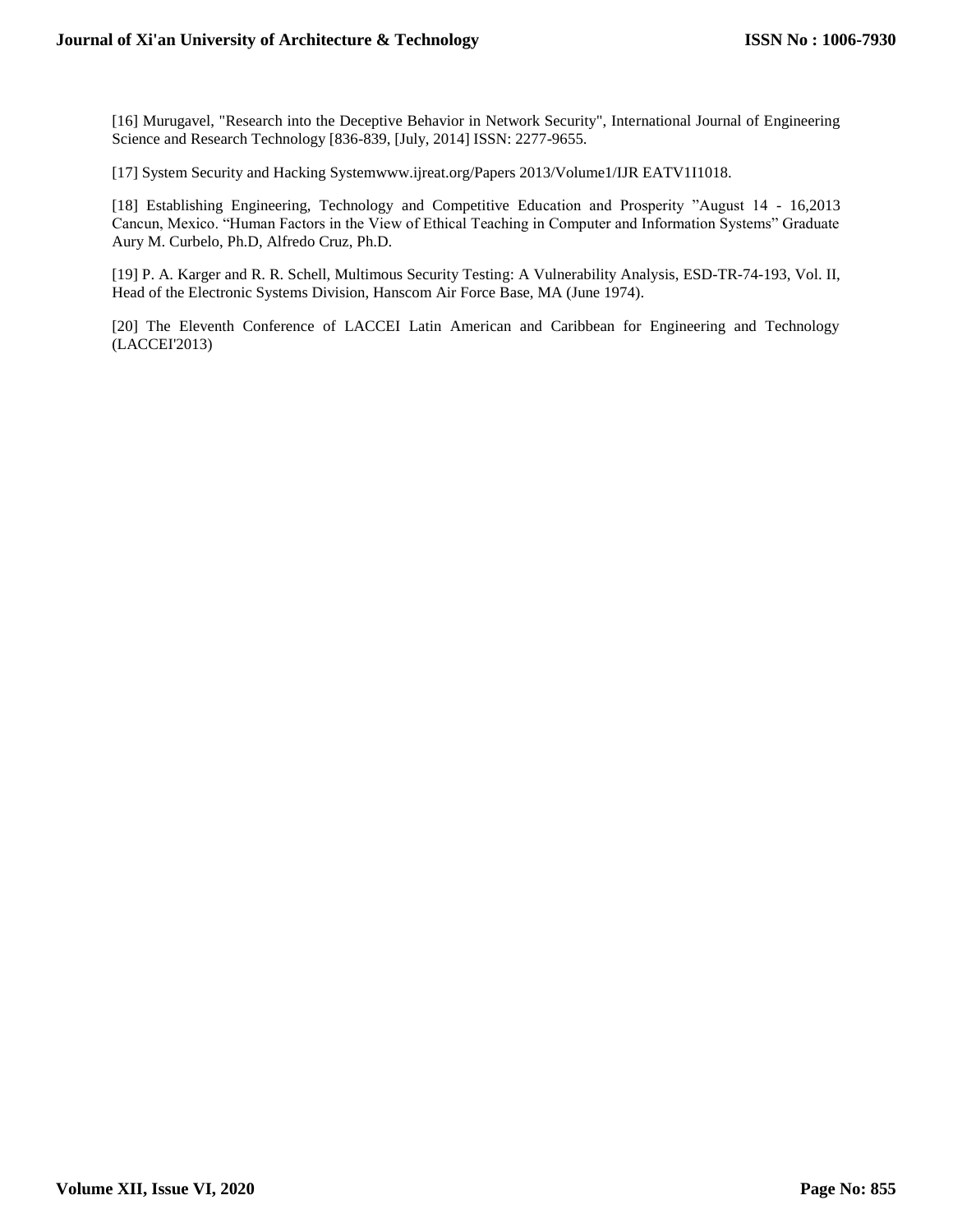[16] Murugavel, "Research into the Deceptive Behavior in Network Security", International Journal of Engineering Science and Research Technology [836-839, [July, 2014] ISSN: 2277-9655.

[17] System Security and Hacking Systemwww.ijreat.org/Papers 2013/Volume1/IJR EATV1I1018.

[18] Establishing Engineering, Technology and Competitive Education and Prosperity "August 14 - 16,2013 Cancun, Mexico. "Human Factors in the View of Ethical Teaching in Computer and Information Systems" Graduate Aury M. Curbelo, Ph.D, Alfredo Cruz, Ph.D.

[19] P. A. Karger and R. R. Schell, Multimous Security Testing: A Vulnerability Analysis, ESD-TR-74-193, Vol. II, Head of the Electronic Systems Division, Hanscom Air Force Base, MA (June 1974).

[20] The Eleventh Conference of LACCEI Latin American and Caribbean for Engineering and Technology (LACCEI'2013)